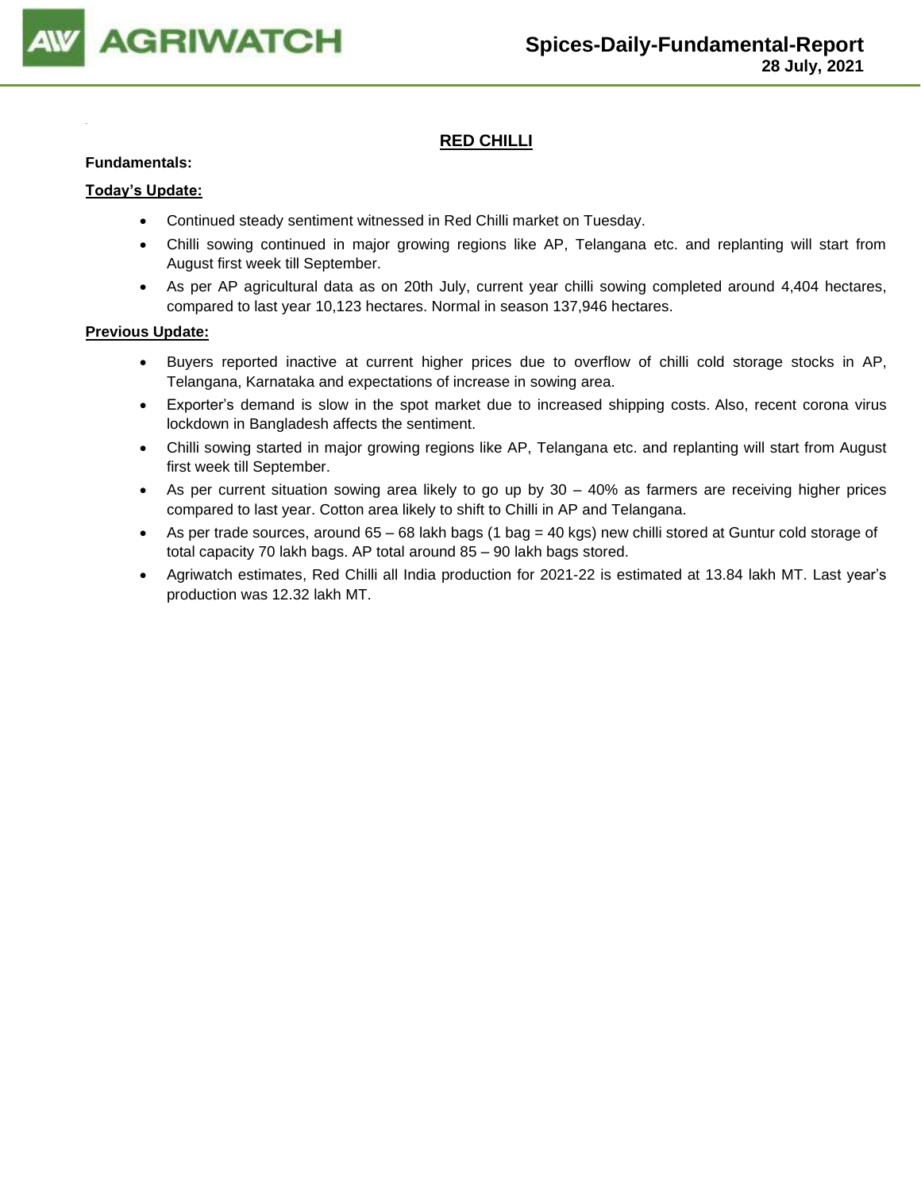# Spices-Daily-Fundamental-Report

**28 July, 2021**

## RED CHILLI

**Fundamentals:**

**Today's Update:**

- Continued steady sentiment witnessed in Red Chilli market on Tuesday.
- Chilli sowing continued in major growing regions like AP, Telangana etc. and replanting will start from August first week till September.
- As per AP agricultural data as on 20th July, current year chilli sowing completed around 4,404 hectares, compared to last year 10,123 hectares. Normal in season 137,946 hectares.

**Previous Update:**

- Buyers reported inactive at current higher prices due to overflow of chilli cold storage stocks in AP, Telangana, Karnataka and expectations of increase in sowing area.
- Exporter's demand is slow in the spot market due to increased shipping costs. Also, recent corona virus lockdown in Bangladesh affects the sentiment.
- Chilli sowing started in major growing regions like AP, Telangana etc. and replanting will start from August first week till September.
- As per current situation sowing area likely to go up by 30 – 40% as farmers are receiving higher prices compared to last year. Cotton area likely to shift to Chilli in AP and Telangana.
- As per trade sources, around 65 – 68 lakh bags (1 bag = 40 kgs) new chilli stored at Guntur cold storage of total capacity 70 lakh bags. AP total around 85 – 90 lakh bags stored.
- Agriwatch estimates, Red Chilli all India production for 2021-22 is estimated at 13.84 lakh MT. Last year's production was 12.32 lakh MT.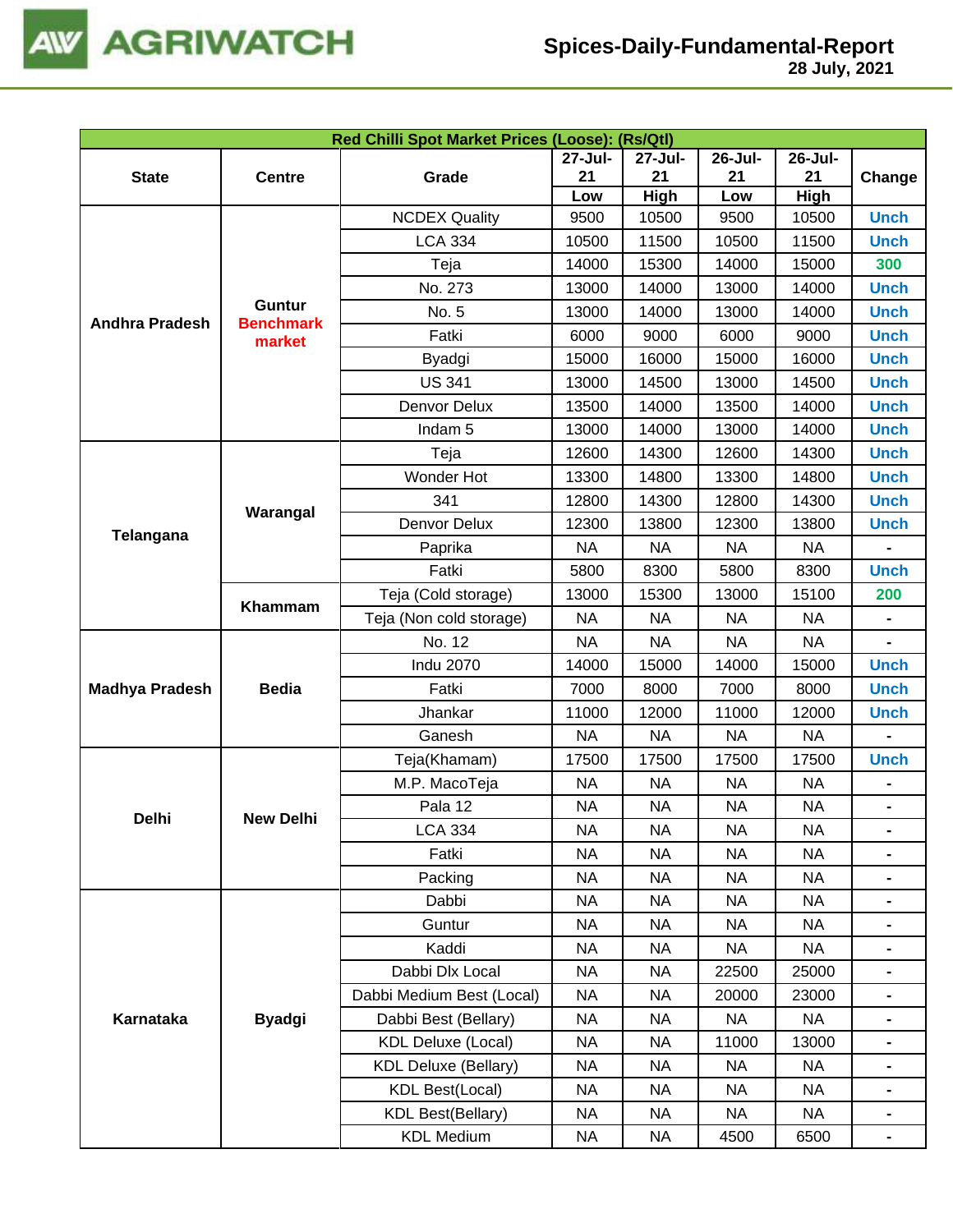| Red Chilli Spot Market Prices (Loose): (Rs/Qtl) | | | | | | | |
|---|---|---|---|---|---|---|---|
| State | Centre | Grade | 27-Jul-21 Low | 27-Jul-21 High | 26-Jul-21 Low | 26-Jul-21 High | Change |
| Andhra Pradesh | Guntur Benchmark market | NCDEX Quality | 9500 | 10500 | 9500 | 10500 | Unch |
| | | LCA 334 | 10500 | 11500 | 10500 | 11500 | Unch |
| | | Teja | 14000 | 15300 | 14000 | 15000 | 300 |
| | | No. 273 | 13000 | 14000 | 13000 | 14000 | Unch |
| | | No. 5 | 13000 | 14000 | 13000 | 14000 | Unch |
| | | Fatki | 6000 | 9000 | 6000 | 9000 | Unch |
| | | Byadgi | 15000 | 16000 | 15000 | 16000 | Unch |
| | | US 341 | 13000 | 14500 | 13000 | 14500 | Unch |
| | | Denvor Delux | 13500 | 14000 | 13500 | 14000 | Unch |
| | | Indam 5 | 13000 | 14000 | 13000 | 14000 | Unch |
| Telangana | Warangal | Teja | 12600 | 14300 | 12600 | 14300 | Unch |
| | | Wonder Hot | 13300 | 14800 | 13300 | 14800 | Unch |
| | | 341 | 12800 | 14300 | 12800 | 14300 | Unch |
| | | Denvor Delux | 12300 | 13800 | 12300 | 13800 | Unch |
| | | Paprika | NA | NA | NA | NA | - |
| | | Fatki | 5800 | 8300 | 5800 | 8300 | Unch |
| | Khammam | Teja (Cold storage) | 13000 | 15300 | 13000 | 15100 | 200 |
| | | Teja (Non cold storage) | NA | NA | NA | NA | - |
| Madhya Pradesh | Bedia | No. 12 | NA | NA | NA | NA | - |
| | | Indu 2070 | 14000 | 15000 | 14000 | 15000 | Unch |
| | | Fatki | 7000 | 8000 | 7000 | 8000 | Unch |
| | | Jhankar | 11000 | 12000 | 11000 | 12000 | Unch |
| | | Ganesh | NA | NA | NA | NA | - |
| Delhi | New Delhi | Teja(Khamam) | 17500 | 17500 | 17500 | 17500 | Unch |
| | | M.P. MacoTeja | NA | NA | NA | NA | - |
| | | Pala 12 | NA | NA | NA | NA | - |
| | | LCA 334 | NA | NA | NA | NA | - |
| | | Fatki | NA | NA | NA | NA | - |
| | | Packing | NA | NA | NA | NA | - |
| Karnataka | Byadgi | Dabbi | NA | NA | NA | NA | - |
| | | Guntur | NA | NA | NA | NA | - |
| | | Kaddi | NA | NA | NA | NA | - |
| | | Dabbi Dlx Local | NA | NA | 22500 | 25000 | - |
| | | Dabbi Medium Best (Local) | NA | NA | 20000 | 23000 | - |
| | | Dabbi Best (Bellary) | NA | NA | NA | NA | - |
| | | KDL Deluxe (Local) | NA | NA | 11000 | 13000 | - |
| | | KDL Deluxe (Bellary) | NA | NA | NA | NA | - |
| | | KDL Best(Local) | NA | NA | NA | NA | - |
| | | KDL Best(Bellary) | NA | NA | NA | NA | - |
| | | KDL Medium | NA | NA | 4500 | 6500 | - |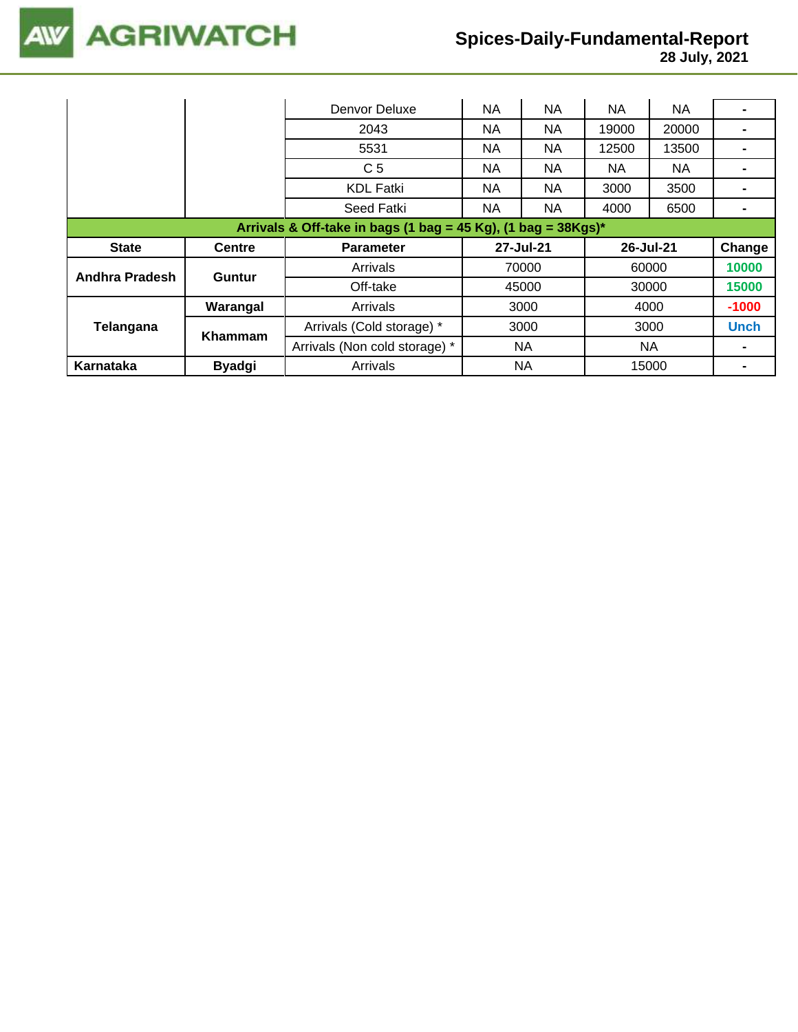| | | Denvor Deluxe | NA | NA | NA | NA | - |
|---|---|---|---|---|---|---|---|
| | | 2043 | NA | NA | 19000 | 20000 | - |
| | | 5531 | NA | NA | 12500 | 13500 | - |
| | | C 5 | NA | NA | NA | NA | - |
| | | KDL Fatki | NA | NA | 3000 | 3500 | - |
| | | Seed Fatki | NA | NA | 4000 | 6500 | - |

**Arrivals & Off-take in bags (1 bag = 45 Kg), (1 bag = 38Kgs)***

| State | Centre | Parameter | 27-Jul-21 | 26-Jul-21 | Change |
|---|---|---|---|---|---|
| Andhra Pradesh | Guntur | Arrivals | 70000 | 60000 | 10000 |
| | | Off-take | 45000 | 30000 | 15000 |
| Telangana | Warangal | Arrivals | 3000 | 4000 | -1000 |
| | Khammam | Arrivals (Cold storage) * | 3000 | 3000 | Unch |
| | | Arrivals (Non cold storage) * | NA | NA | - |
| Karnataka | Byadgi | Arrivals | NA | 15000 | - |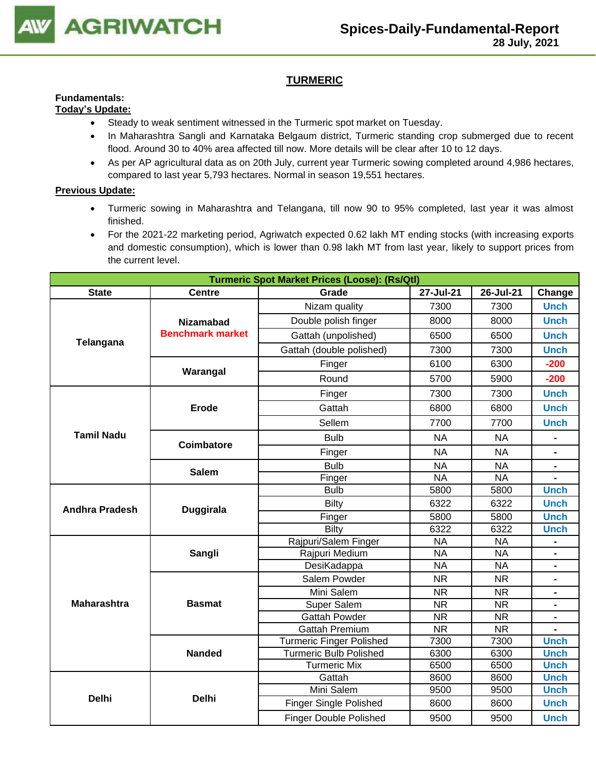## TURMERIC

**Fundamentals:**

**Today's Update:**

- Steady to weak sentiment witnessed in the Turmeric spot market on Tuesday.
- In Maharashtra Sangli and Karnataka Belgaum district, Turmeric standing crop submerged due to recent flood. Around 30 to 40% area affected till now. More details will be clear after 10 to 12 days.
- As per AP agricultural data as on 20th July, current year Turmeric sowing completed around 4,986 hectares, compared to last year 5,793 hectares. Normal in season 19,551 hectares.

**Previous Update:**

- Turmeric sowing in Maharashtra and Telangana, till now 90 to 95% completed, last year it was almost finished.
- For the 2021-22 marketing period, Agriwatch expected 0.62 lakh MT ending stocks (with increasing exports and domestic consumption), which is lower than 0.98 lakh MT from last year, likely to support prices from the current level.

| Turmeric Spot Market Prices (Loose): (Rs/Qtl) | | | | | |
|---|---|---|---|---|---|
| **State** | **Centre** | **Grade** | **27-Jul-21** | **26-Jul-21** | **Change** |
| **Telangana** | **Nizamabad Benchmark market** | Nizam quality | 7300 | 7300 | Unch |
| | | Double polish finger | 8000 | 8000 | Unch |
| | | Gattah (unpolished) | 6500 | 6500 | Unch |
| | | Gattah (double polished) | 7300 | 7300 | Unch |
| | **Warangal** | Finger | 6100 | 6300 | -200 |
| | | Round | 5700 | 5900 | -200 |
| **Tamil Nadu** | **Erode** | Finger | 7300 | 7300 | Unch |
| | | Gattah | 6800 | 6800 | Unch |
| | | Sellem | 7700 | 7700 | Unch |
| | **Coimbatore** | Bulb | NA | NA | - |
| | | Finger | NA | NA | - |
| | **Salem** | Bulb | NA | NA | - |
| | | Finger | NA | NA | - |
| **Andhra Pradesh** | **Duggirala** | Bulb | 5800 | 5800 | Unch |
| | | Bilty | 6322 | 6322 | Unch |
| | | Finger | 5800 | 5800 | Unch |
| | | Bilty | 6322 | 6322 | Unch |
| **Maharashtra** | **Sangli** | Rajpuri/Salem Finger | NA | NA | - |
| | | Rajpuri Medium | NA | NA | - |
| | | DesiKadappa | NA | NA | - |
| | **Basmat** | Salem Powder | NR | NR | - |
| | | Mini Salem | NR | NR | - |
| | | Super Salem | NR | NR | - |
| | | Gattah Powder | NR | NR | - |
| | | Gattah Premium | NR | NR | - |
| | **Nanded** | Turmeric Finger Polished | 7300 | 7300 | Unch |
| | | Turmeric Bulb Polished | 6300 | 6300 | Unch |
| | | Turmeric Mix | 6500 | 6500 | Unch |
| **Delhi** | **Delhi** | Gattah | 8600 | 8600 | Unch |
| | | Mini Salem | 9500 | 9500 | Unch |
| | | Finger Single Polished | 8600 | 8600 | Unch |
| | | Finger Double Polished | 9500 | 9500 | Unch |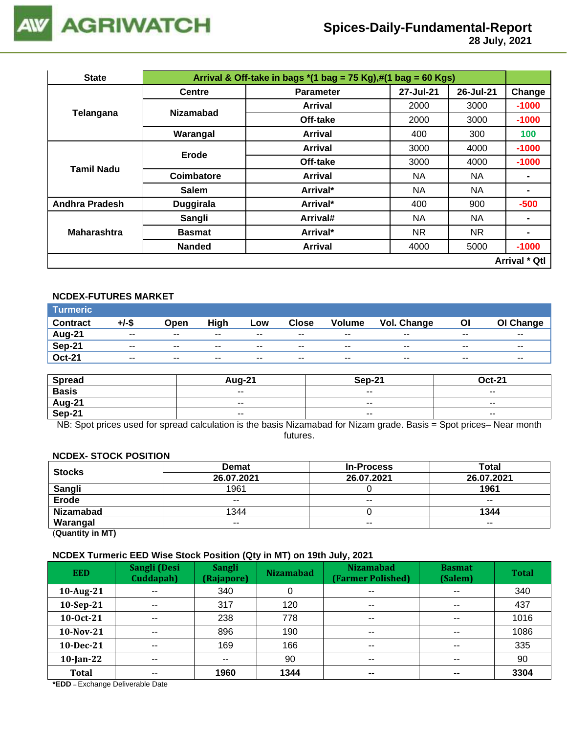| State | Arrival & Off-take in bags *(1 bag = 75 Kg),#(1 bag = 60 Kgs) | | | | |
|---|---|---|---|---|---|
| | Centre | Parameter | 27-Jul-21 | 26-Jul-21 | Change |
| Telangana | Nizamabad | Arrival | 2000 | 3000 | -1000 |
| | | Off-take | 2000 | 3000 | -1000 |
| | Warangal | Arrival | 400 | 300 | 100 |
| Tamil Nadu | Erode | Arrival | 3000 | 4000 | -1000 |
| | | Off-take | 3000 | 4000 | -1000 |
| | Coimbatore | Arrival | NA | NA | - |
| | Salem | Arrival* | NA | NA | - |
| Andhra Pradesh | Duggirala | Arrival* | 400 | 900 | -500 |
| Maharashtra | Sangli | Arrival# | NA | NA | - |
| | Basmat | Arrival* | NR | NR | - |
| | Nanded | Arrival | 4000 | 5000 | -1000 |
| | | | | | Arrival * Qtl |

### NCDEX-FUTURES MARKET

| Turmeric | | | | | | | | | |
|---|---|---|---|---|---|---|---|---|---|
| Contract | +/-$ | Open | High | Low | Close | Volume | Vol. Change | OI | OI Change |
| Aug-21 | -- | -- | -- | -- | -- | -- | -- | -- | -- |
| Sep-21 | -- | -- | -- | -- | -- | -- | -- | -- | -- |
| Oct-21 | -- | -- | -- | -- | -- | -- | -- | -- | -- |

| Spread | Aug-21 | Sep-21 | Oct-21 |
|---|---|---|---|
| Basis | -- | -- | -- |
| Aug-21 | -- | -- | -- |
| Sep-21 | -- | -- | -- |

NB: Spot prices used for spread calculation is the basis Nizamabad for Nizam grade. Basis = Spot prices– Near month futures.

### NCDEX- STOCK POSITION

| Stocks | Demat | In-Process | Total |
|---|---|---|---|
| | 26.07.2021 | 26.07.2021 | 26.07.2021 |
| Sangli | 1961 | 0 | **1961** |
| Erode | -- | -- | -- |
| Nizamabad | 1344 | 0 | **1344** |
| Warangal | -- | -- | -- |

(**Quantity in MT**)

### NCDEX Turmeric EED Wise Stock Position (Qty in MT) on 19th July, 2021

| EED | Sangli (Desi Cuddapah) | Sangli (Rajapore) | Nizamabad | Nizamabad (Farmer Polished) | Basmat (Salem) | Total |
|---|---|---|---|---|---|---|
| 10-Aug-21 | -- | 340 | 0 | -- | -- | 340 |
| 10-Sep-21 | -- | 317 | 120 | -- | -- | 437 |
| 10-Oct-21 | -- | 238 | 778 | -- | -- | 1016 |
| 10-Nov-21 | -- | 896 | 190 | -- | -- | 1086 |
| 10-Dec-21 | -- | 169 | 166 | -- | -- | 335 |
| 10-Jan-22 | -- | -- | 90 | -- | -- | 90 |
| **Total** | -- | **1960** | **1344** | **--** | **--** | **3304** |

***EDD** – Exchange Deliverable Date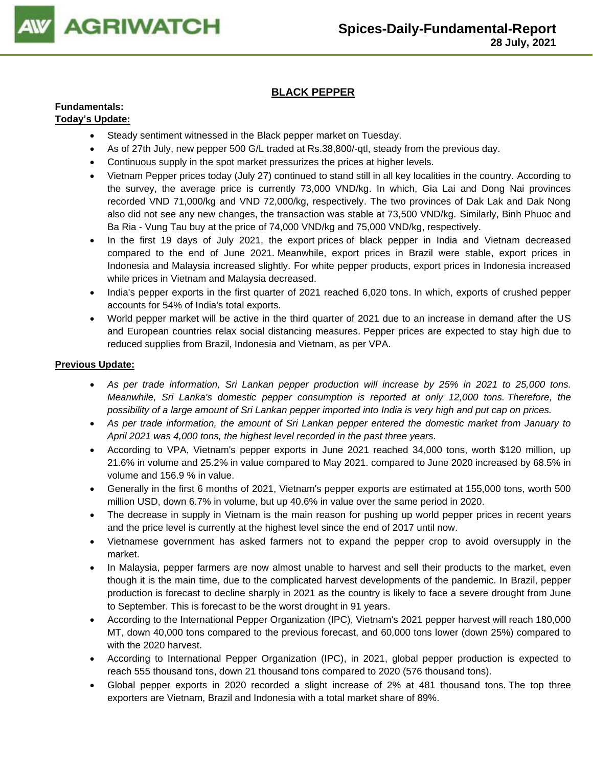## BLACK PEPPER

**Fundamentals:**

**Today's Update:**

- Steady sentiment witnessed in the Black pepper market on Tuesday.
- As of 27th July, new pepper 500 G/L traded at Rs.38,800/-qtl, steady from the previous day.
- Continuous supply in the spot market pressurizes the prices at higher levels.
- Vietnam Pepper prices today (July 27) continued to stand still in all key localities in the country. According to the survey, the average price is currently 73,000 VND/kg. In which, Gia Lai and Dong Nai provinces recorded VND 71,000/kg and VND 72,000/kg, respectively. The two provinces of Dak Lak and Dak Nong also did not see any new changes, the transaction was stable at 73,500 VND/kg. Similarly, Binh Phuoc and Ba Ria - Vung Tau buy at the price of 74,000 VND/kg and 75,000 VND/kg, respectively.
- In the first 19 days of July 2021, the export prices of black pepper in India and Vietnam decreased compared to the end of June 2021. Meanwhile, export prices in Brazil were stable, export prices in Indonesia and Malaysia increased slightly. For white pepper products, export prices in Indonesia increased while prices in Vietnam and Malaysia decreased.
- India's pepper exports in the first quarter of 2021 reached 6,020 tons. In which, exports of crushed pepper accounts for 54% of India's total exports.
- World pepper market will be active in the third quarter of 2021 due to an increase in demand after the US and European countries relax social distancing measures. Pepper prices are expected to stay high due to reduced supplies from Brazil, Indonesia and Vietnam, as per VPA.

**Previous Update:**

- *As per trade information, Sri Lankan pepper production will increase by 25% in 2021 to 25,000 tons. Meanwhile, Sri Lanka's domestic pepper consumption is reported at only 12,000 tons. Therefore, the possibility of a large amount of Sri Lankan pepper imported into India is very high and put cap on prices.*
- *As per trade information, the amount of Sri Lankan pepper entered the domestic market from January to April 2021 was 4,000 tons, the highest level recorded in the past three years.*
- According to VPA, Vietnam's pepper exports in June 2021 reached 34,000 tons, worth $120 million, up 21.6% in volume and 25.2% in value compared to May 2021. compared to June 2020 increased by 68.5% in volume and 156.9 % in value.
- Generally in the first 6 months of 2021, Vietnam's pepper exports are estimated at 155,000 tons, worth 500 million USD, down 6.7% in volume, but up 40.6% in value over the same period in 2020.
- The decrease in supply in Vietnam is the main reason for pushing up world pepper prices in recent years and the price level is currently at the highest level since the end of 2017 until now.
- Vietnamese government has asked farmers not to expand the pepper crop to avoid oversupply in the market.
- In Malaysia, pepper farmers are now almost unable to harvest and sell their products to the market, even though it is the main time, due to the complicated harvest developments of the pandemic. In Brazil, pepper production is forecast to decline sharply in 2021 as the country is likely to face a severe drought from June to September. This is forecast to be the worst drought in 91 years.
- According to the International Pepper Organization (IPC), Vietnam's 2021 pepper harvest will reach 180,000 MT, down 40,000 tons compared to the previous forecast, and 60,000 tons lower (down 25%) compared to with the 2020 harvest.
- According to International Pepper Organization (IPC), in 2021, global pepper production is expected to reach 555 thousand tons, down 21 thousand tons compared to 2020 (576 thousand tons).
- Global pepper exports in 2020 recorded a slight increase of 2% at 481 thousand tons. The top three exporters are Vietnam, Brazil and Indonesia with a total market share of 89%.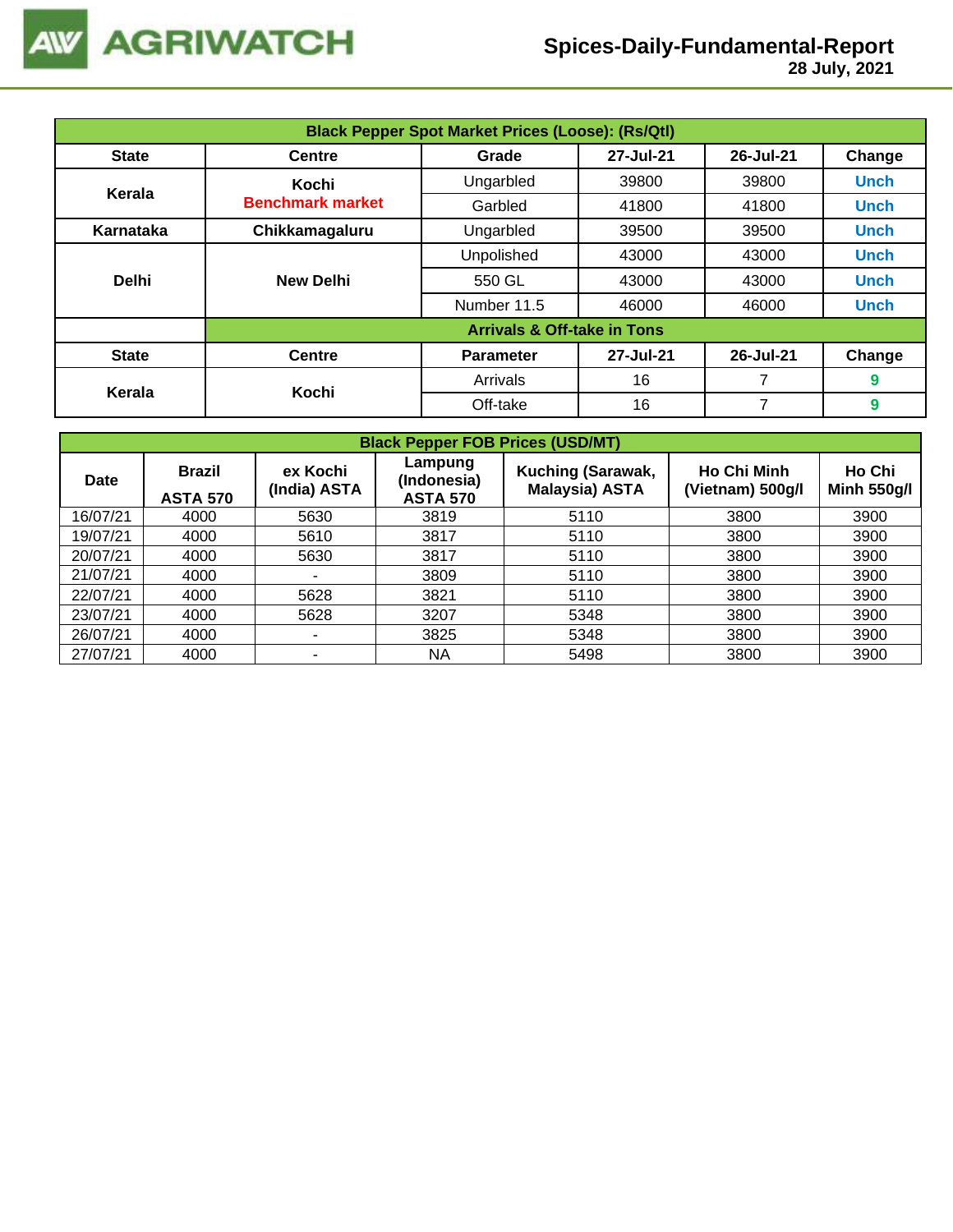| Black Pepper Spot Market Prices (Loose): (Rs/Qtl) | | | | | |
|---|---|---|---|---|---|
| **State** | **Centre** | **Grade** | **27-Jul-21** | **26-Jul-21** | **Change** |
| **Kerala** | **Kochi** **Benchmark market** | Ungarbled | 39800 | 39800 | Unch |
| | | Garbled | 41800 | 41800 | Unch |
| **Karnataka** | **Chikkamagaluru** | Ungarbled | 39500 | 39500 | Unch |
| **Delhi** | **New Delhi** | Unpolished | 43000 | 43000 | Unch |
| | | 550 GL | 43000 | 43000 | Unch |
| | | Number 11.5 | 46000 | 46000 | Unch |
| | **Arrivals & Off-take in Tons** | | | | |
| **State** | **Centre** | **Parameter** | **27-Jul-21** | **26-Jul-21** | **Change** |
| **Kerala** | **Kochi** | Arrivals | 16 | 7 | 9 |
| | | Off-take | 16 | 7 | 9 |

| Black Pepper FOB Prices (USD/MT) | | | | | | |
|---|---|---|---|---|---|---|
| **Date** | **Brazil ASTA 570** | **ex Kochi (India) ASTA** | **Lampung (Indonesia) ASTA 570** | **Kuching (Sarawak, Malaysia) ASTA** | **Ho Chi Minh (Vietnam) 500g/l** | **Ho Chi Minh 550g/l** |
| 16/07/21 | 4000 | 5630 | 3819 | 5110 | 3800 | 3900 |
| 19/07/21 | 4000 | 5610 | 3817 | 5110 | 3800 | 3900 |
| 20/07/21 | 4000 | 5630 | 3817 | 5110 | 3800 | 3900 |
| 21/07/21 | 4000 | - | 3809 | 5110 | 3800 | 3900 |
| 22/07/21 | 4000 | 5628 | 3821 | 5110 | 3800 | 3900 |
| 23/07/21 | 4000 | 5628 | 3207 | 5348 | 3800 | 3900 |
| 26/07/21 | 4000 | - | 3825 | 5348 | 3800 | 3900 |
| 27/07/21 | 4000 | - | NA | 5498 | 3800 | 3900 |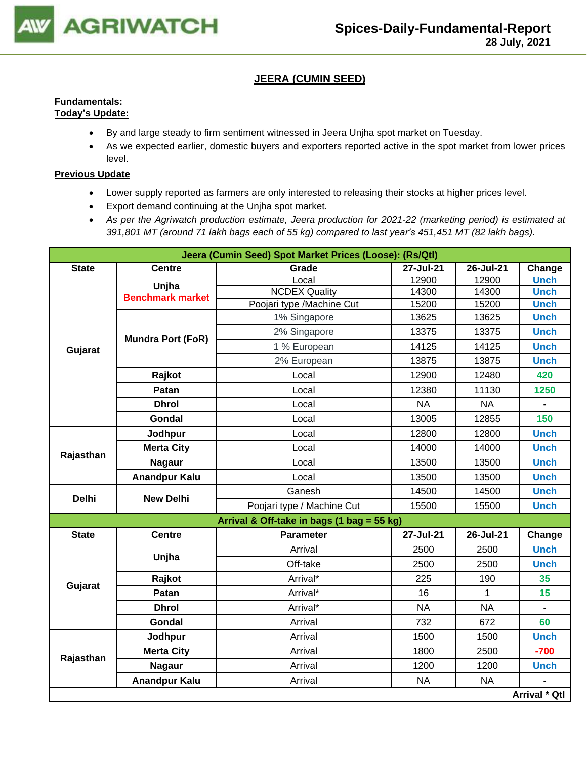## JEERA (CUMIN SEED)

**Fundamentals:**
**Today's Update:**

- By and large steady to firm sentiment witnessed in Jeera Unjha spot market on Tuesday.
- As we expected earlier, domestic buyers and exporters reported active in the spot market from lower prices level.

**Previous Update**

- Lower supply reported as farmers are only interested to releasing their stocks at higher prices level.
- Export demand continuing at the Unjha spot market.
- *As per the Agriwatch production estimate, Jeera production for 2021-22 (marketing period) is estimated at 391,801 MT (around 71 lakh bags each of 55 kg) compared to last year's 451,451 MT (82 lakh bags).*

| Jeera (Cumin Seed) Spot Market Prices (Loose): (Rs/Qtl) | | | | | |
|---|---|---|---|---|---|
| **State** | **Centre** | **Grade** | **27-Jul-21** | **26-Jul-21** | **Change** |
| Gujarat | Unjha Benchmark market | Local | 12900 | 12900 | Unch |
| | | NCDEX Quality | 14300 | 14300 | Unch |
| | | Poojari type /Machine Cut | 15200 | 15200 | Unch |
| | Mundra Port (FoR) | 1% Singapore | 13625 | 13625 | Unch |
| | | 2% Singapore | 13375 | 13375 | Unch |
| | | 1 % European | 14125 | 14125 | Unch |
| | | 2% European | 13875 | 13875 | Unch |
| | Rajkot | Local | 12900 | 12480 | 420 |
| | Patan | Local | 12380 | 11130 | 1250 |
| | Dhrol | Local | NA | NA | - |
| | Gondal | Local | 13005 | 12855 | 150 |
| Rajasthan | Jodhpur | Local | 12800 | 12800 | Unch |
| | Merta City | Local | 14000 | 14000 | Unch |
| | Nagaur | Local | 13500 | 13500 | Unch |
| | Anandpur Kalu | Local | 13500 | 13500 | Unch |
| Delhi | New Delhi | Ganesh | 14500 | 14500 | Unch |
| | | Poojari type / Machine Cut | 15500 | 15500 | Unch |
| **Arrival & Off-take in bags (1 bag = 55 kg)** | | | | | |
| **State** | **Centre** | **Parameter** | **27-Jul-21** | **26-Jul-21** | **Change** |
| Gujarat | Unjha | Arrival | 2500 | 2500 | Unch |
| | | Off-take | 2500 | 2500 | Unch |
| | Rajkot | Arrival* | 225 | 190 | 35 |
| | Patan | Arrival* | 16 | 1 | 15 |
| | Dhrol | Arrival* | NA | NA | - |
| | Gondal | Arrival | 732 | 672 | 60 |
| Rajasthan | Jodhpur | Arrival | 1500 | 1500 | Unch |
| | Merta City | Arrival | 1800 | 2500 | -700 |
| | Nagaur | Arrival | 1200 | 1200 | Unch |
| | Anandpur Kalu | Arrival | NA | NA | - |
| | | | | | Arrival * Qtl |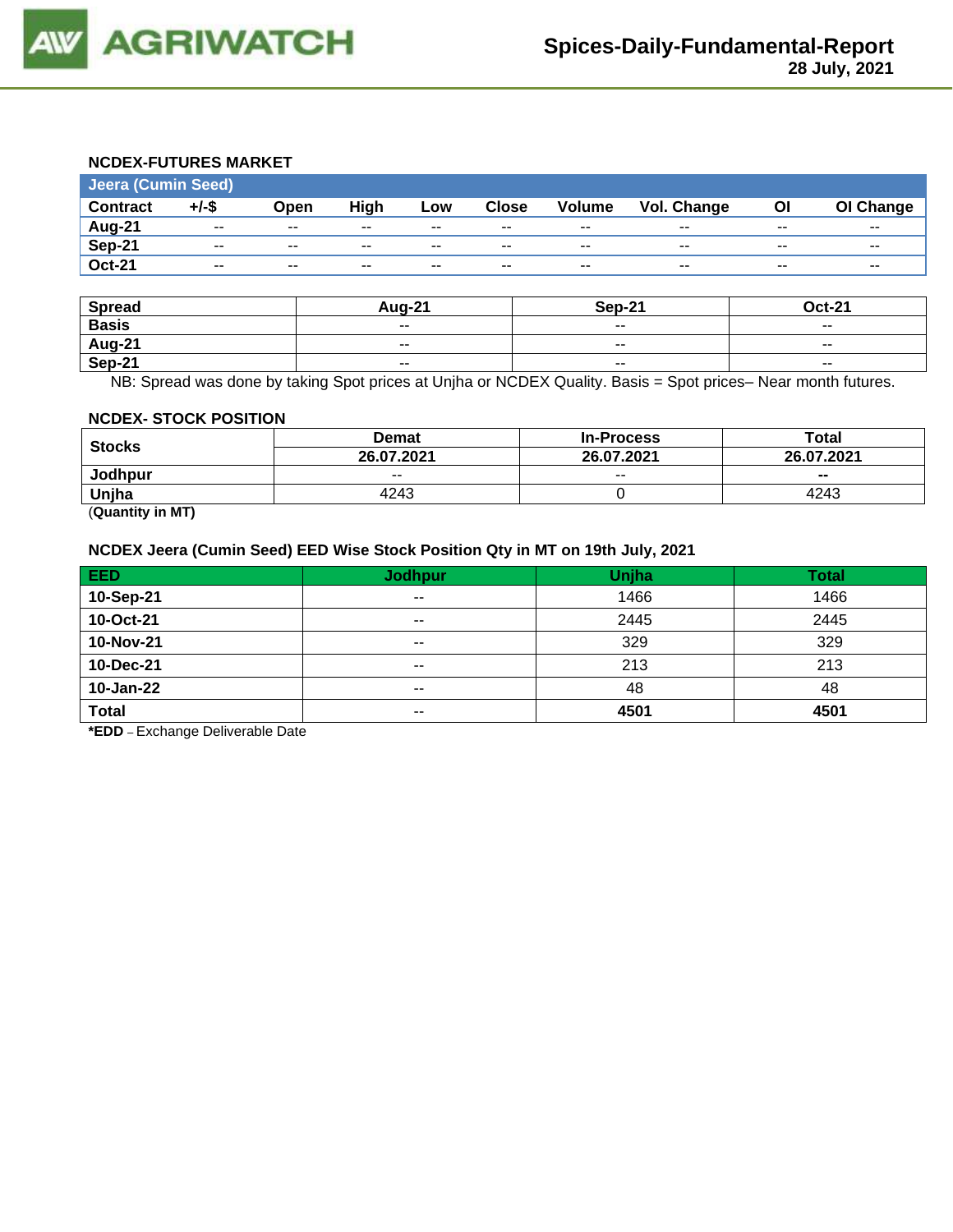## NCDEX-FUTURES MARKET

| Jeera (Cumin Seed) | | | | | | | | | |
|---|---|---|---|---|---|---|---|---|---|
| **Contract** | **+/-$** | **Open** | **High** | **Low** | **Close** | **Volume** | **Vol. Change** | **OI** | **OI Change** |
| **Aug-21** | -- | -- | -- | -- | -- | -- | -- | -- | -- |
| **Sep-21** | -- | -- | -- | -- | -- | -- | -- | -- | -- |
| **Oct-21** | -- | -- | -- | -- | -- | -- | -- | -- | -- |

| Spread | Aug-21 | Sep-21 | Oct-21 |
|---|---|---|---|
| **Basis** | -- | -- | -- |
| **Aug-21** | -- | -- | -- |
| **Sep-21** | -- | -- | -- |

NB: Spread was done by taking Spot prices at Unjha or NCDEX Quality. Basis = Spot prices– Near month futures.

## NCDEX- STOCK POSITION

| Stocks | Demat | In-Process | Total |
|---|---|---|---|
| | **26.07.2021** | **26.07.2021** | **26.07.2021** |
| **Jodhpur** | -- | -- | **--** |
| **Unjha** | 4243 | 0 | 4243 |

(**Quantity in MT)**

## NCDEX Jeera (Cumin Seed) EED Wise Stock Position Qty in MT on 19th July, 2021

| EED | Jodhpur | Unjha | Total |
|---|---|---|---|
| **10-Sep-21** | -- | 1466 | 1466 |
| **10-Oct-21** | -- | 2445 | 2445 |
| **10-Nov-21** | -- | 329 | 329 |
| **10-Dec-21** | -- | 213 | 213 |
| **10-Jan-22** | -- | 48 | 48 |
| **Total** | -- | **4501** | **4501** |

***EDD** – Exchange Deliverable Date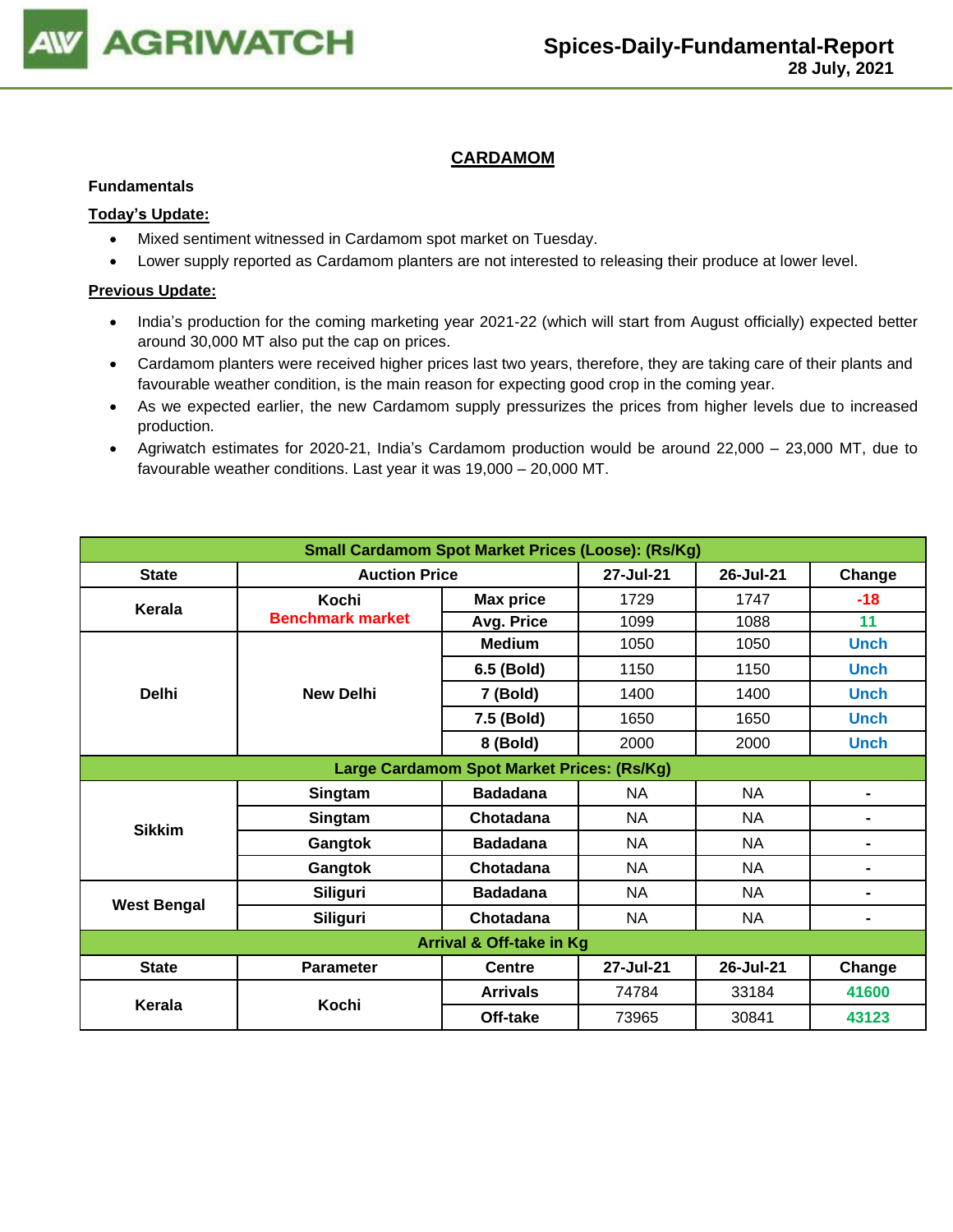# CARDAMOM

**Fundamentals**

**Today's Update:**

- Mixed sentiment witnessed in Cardamom spot market on Tuesday.
- Lower supply reported as Cardamom planters are not interested to releasing their produce at lower level.

**Previous Update:**

- India's production for the coming marketing year 2021-22 (which will start from August officially) expected better around 30,000 MT also put the cap on prices.
- Cardamom planters were received higher prices last two years, therefore, they are taking care of their plants and favourable weather condition, is the main reason for expecting good crop in the coming year.
- As we expected earlier, the new Cardamom supply pressurizes the prices from higher levels due to increased production.
- Agriwatch estimates for 2020-21, India's Cardamom production would be around 22,000 – 23,000 MT, due to favourable weather conditions. Last year it was 19,000 – 20,000 MT.

| Small Cardamom Spot Market Prices (Loose): (Rs/Kg) | | | | | |
|---|---|---|---|---|---|
| **State** | **Auction Price** | | **27-Jul-21** | **26-Jul-21** | **Change** |
| **Kerala** | **Kochi** Benchmark market | **Max price** | 1729 | 1747 | -18 |
| | | **Avg. Price** | 1099 | 1088 | 11 |
| **Delhi** | **New Delhi** | **Medium** | 1050 | 1050 | Unch |
| | | **6.5 (Bold)** | 1150 | 1150 | Unch |
| | | **7 (Bold)** | 1400 | 1400 | Unch |
| | | **7.5 (Bold)** | 1650 | 1650 | Unch |
| | | **8 (Bold)** | 2000 | 2000 | Unch |
| **Large Cardamom Spot Market Prices: (Rs/Kg)** | | | | | |
| **Sikkim** | **Singtam** | **Badadana** | NA | NA | - |
| | **Singtam** | **Chotadana** | NA | NA | - |
| | **Gangtok** | **Badadana** | NA | NA | - |
| | **Gangtok** | **Chotadana** | NA | NA | - |
| **West Bengal** | **Siliguri** | **Badadana** | NA | NA | - |
| | **Siliguri** | **Chotadana** | NA | NA | - |
| **Arrival & Off-take in Kg** | | | | | |
| **State** | **Parameter** | **Centre** | **27-Jul-21** | **26-Jul-21** | **Change** |
| **Kerala** | **Kochi** | **Arrivals** | 74784 | 33184 | 41600 |
| | | **Off-take** | 73965 | 30841 | 43123 |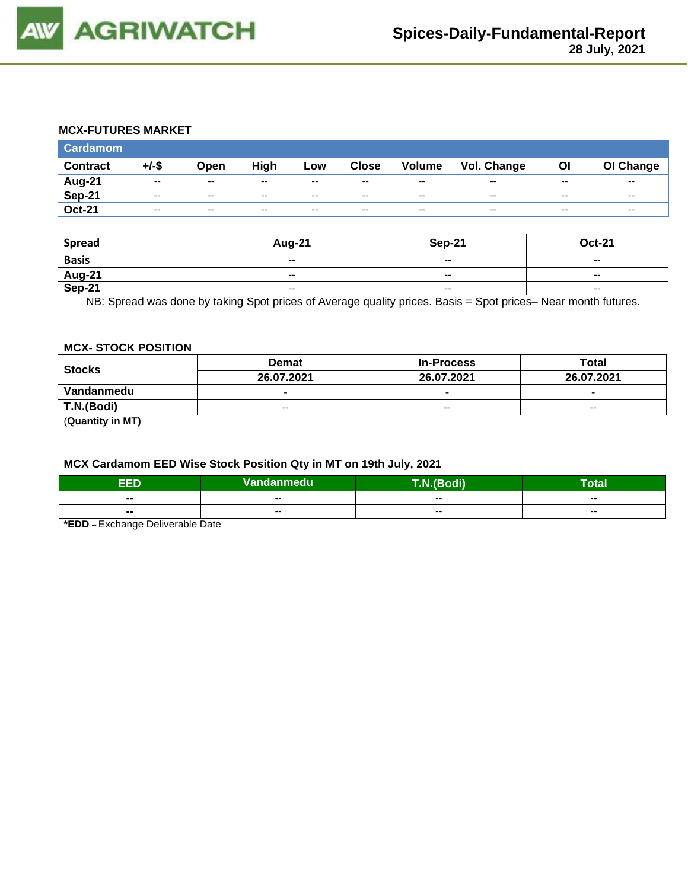### MCX-FUTURES MARKET

| Cardamom | | | | | | | | | |
|---|---|---|---|---|---|---|---|---|---|
| Contract | +/-$ | Open | High | Low | Close | Volume | Vol. Change | OI | OI Change |
| Aug-21 | -- | -- | -- | -- | -- | -- | -- | -- | -- |
| Sep-21 | -- | -- | -- | -- | -- | -- | -- | -- | -- |
| Oct-21 | -- | -- | -- | -- | -- | -- | -- | -- | -- |

| Spread | Aug-21 | Sep-21 | Oct-21 |
|---|---|---|---|
| Basis | -- | -- | -- |
| Aug-21 | -- | -- | -- |
| Sep-21 | -- | -- | -- |

NB: Spread was done by taking Spot prices of Average quality prices. Basis = Spot prices– Near month futures.

### MCX- STOCK POSITION

| Stocks | Demat | In-Process | Total |
|---|---|---|---|
| | 26.07.2021 | 26.07.2021 | 26.07.2021 |
| Vandanmedu | - | - | - |
| T.N.(Bodi) | -- | -- | -- |

(**Quantity in MT)**

### MCX Cardamom EED Wise Stock Position Qty in MT on 19th July, 2021

| EED | Vandanmedu | T.N.(Bodi) | Total |
|---|---|---|---|
| -- | -- | -- | -- |
| -- | -- | -- | -- |

**\*EDD** – Exchange Deliverable Date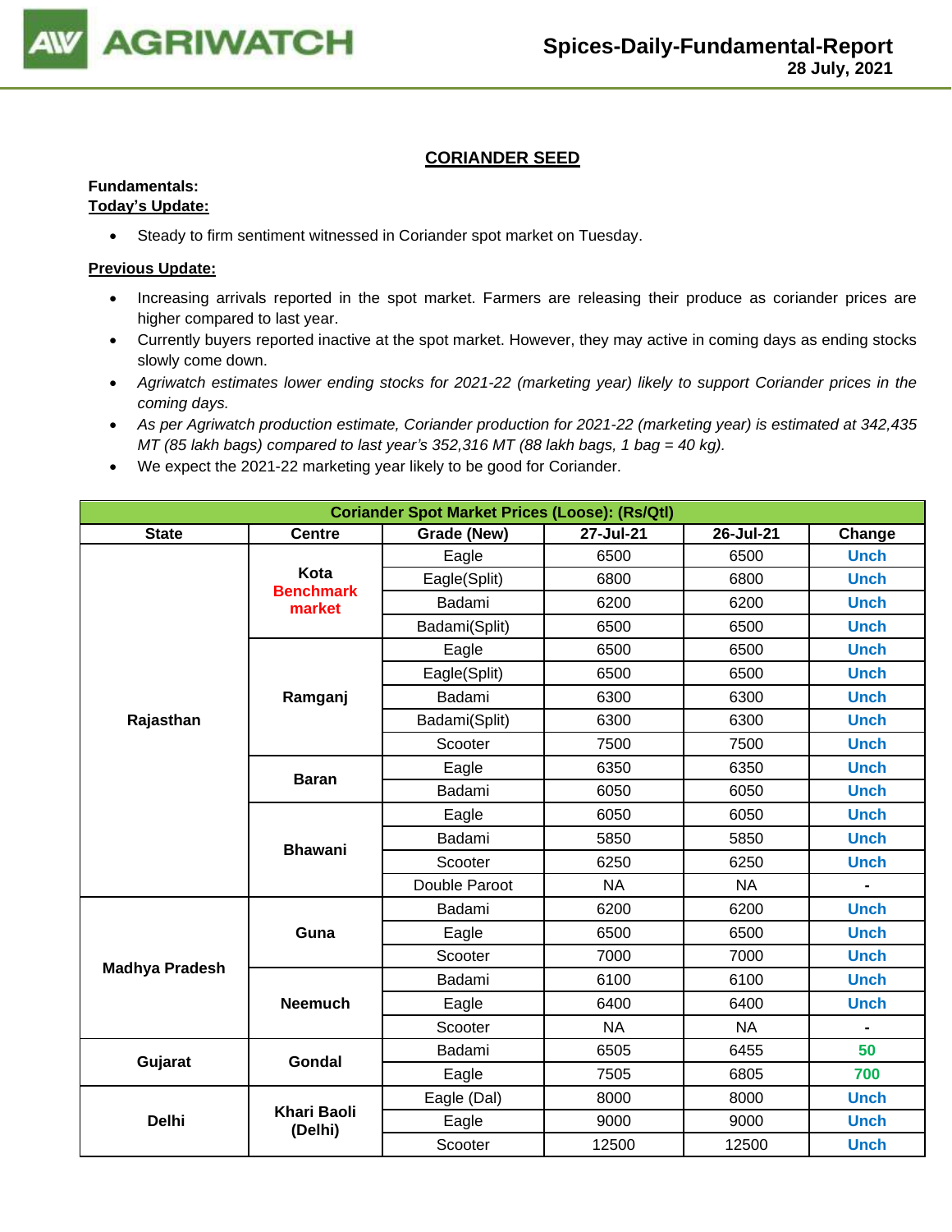## CORIANDER SEED

**Fundamentals:**

**Today's Update:**

- Steady to firm sentiment witnessed in Coriander spot market on Tuesday.

**Previous Update:**

- Increasing arrivals reported in the spot market. Farmers are releasing their produce as coriander prices are higher compared to last year.
- Currently buyers reported inactive at the spot market. However, they may active in coming days as ending stocks slowly come down.
- *Agriwatch estimates lower ending stocks for 2021-22 (marketing year) likely to support Coriander prices in the coming days.*
- *As per Agriwatch production estimate, Coriander production for 2021-22 (marketing year) is estimated at 342,435 MT (85 lakh bags) compared to last year's 352,316 MT (88 lakh bags, 1 bag = 40 kg).*
- We expect the 2021-22 marketing year likely to be good for Coriander.

| Coriander Spot Market Prices (Loose): (Rs/Qtl) | | | | | |
|---|---|---|---|---|---|
| **State** | **Centre** | **Grade (New)** | **27-Jul-21** | **26-Jul-21** | **Change** |
| Rajasthan | Kota Benchmark market | Eagle | 6500 | 6500 | Unch |
| | | Eagle(Split) | 6800 | 6800 | Unch |
| | | Badami | 6200 | 6200 | Unch |
| | | Badami(Split) | 6500 | 6500 | Unch |
| | Ramganj | Eagle | 6500 | 6500 | Unch |
| | | Eagle(Split) | 6500 | 6500 | Unch |
| | | Badami | 6300 | 6300 | Unch |
| | | Badami(Split) | 6300 | 6300 | Unch |
| | | Scooter | 7500 | 7500 | Unch |
| | Baran | Eagle | 6350 | 6350 | Unch |
| | | Badami | 6050 | 6050 | Unch |
| | Bhawani | Eagle | 6050 | 6050 | Unch |
| | | Badami | 5850 | 5850 | Unch |
| | | Scooter | 6250 | 6250 | Unch |
| | | Double Paroot | NA | NA | - |
| Madhya Pradesh | Guna | Badami | 6200 | 6200 | Unch |
| | | Eagle | 6500 | 6500 | Unch |
| | | Scooter | 7000 | 7000 | Unch |
| | Neemuch | Badami | 6100 | 6100 | Unch |
| | | Eagle | 6400 | 6400 | Unch |
| | | Scooter | NA | NA | - |
| Gujarat | Gondal | Badami | 6505 | 6455 | 50 |
| | | Eagle | 7505 | 6805 | 700 |
| Delhi | Khari Baoli (Delhi) | Eagle (Dal) | 8000 | 8000 | Unch |
| | | Eagle | 9000 | 9000 | Unch |
| | | Scooter | 12500 | 12500 | Unch |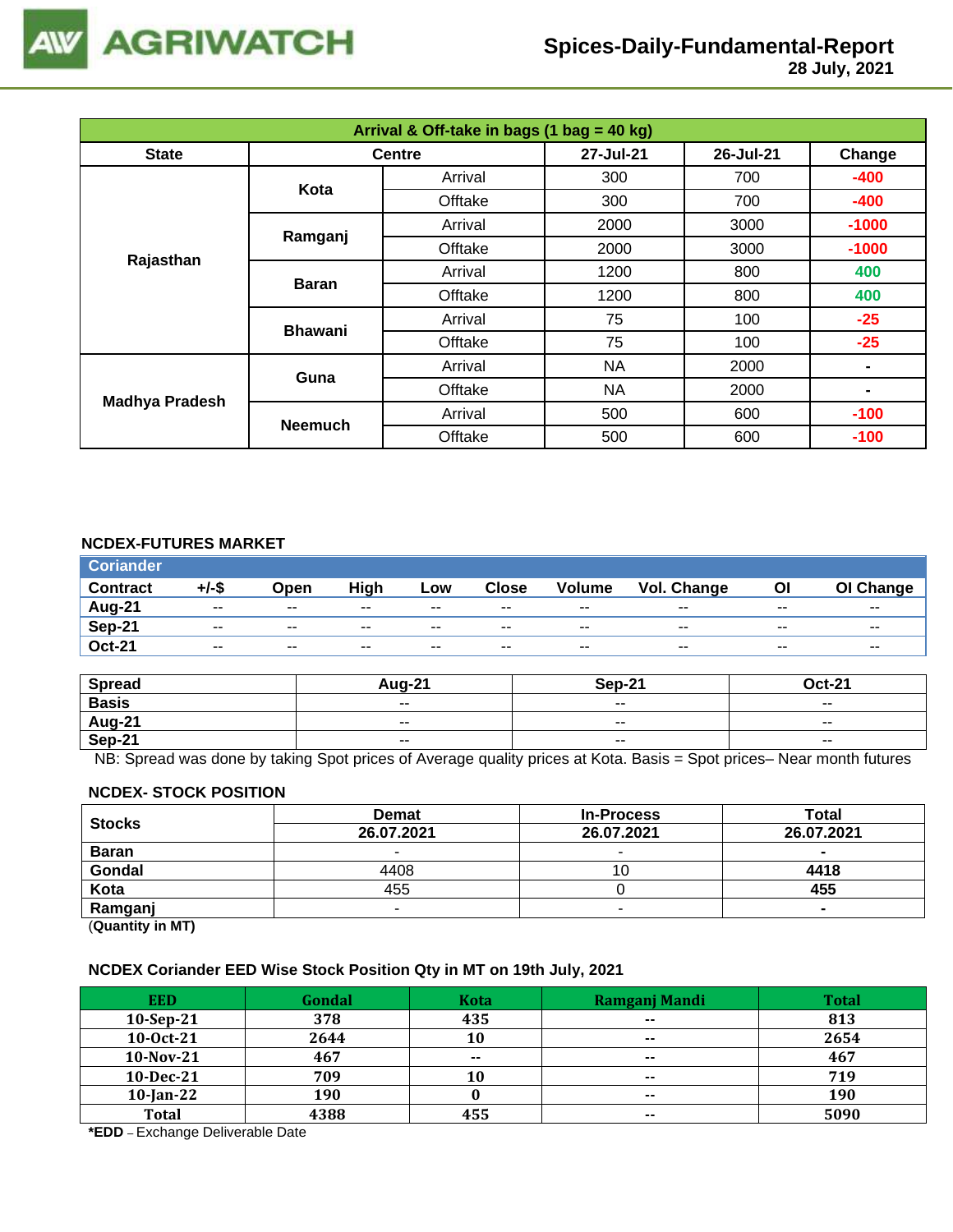| Arrival & Off-take in bags (1 bag = 40 kg) | | | | | |
|---|---|---|---|---|---|
| **State** | **Centre** | | **27-Jul-21** | **26-Jul-21** | **Change** |
| **Rajasthan** | **Kota** | Arrival | 300 | 700 | -400 |
| | | Offtake | 300 | 700 | -400 |
| | **Ramganj** | Arrival | 2000 | 3000 | -1000 |
| | | Offtake | 2000 | 3000 | -1000 |
| | **Baran** | Arrival | 1200 | 800 | 400 |
| | | Offtake | 1200 | 800 | 400 |
| | **Bhawani** | Arrival | 75 | 100 | -25 |
| | | Offtake | 75 | 100 | -25 |
| **Madhya Pradesh** | **Guna** | Arrival | NA | 2000 | - |
| | | Offtake | NA | 2000 | - |
| | **Neemuch** | Arrival | 500 | 600 | -100 |
| | | Offtake | 500 | 600 | -100 |

## NCDEX-FUTURES MARKET

| Coriander | | | | | | | | | |
|---|---|---|---|---|---|---|---|---|---|
| **Contract** | **+/-$** | **Open** | **High** | **Low** | **Close** | **Volume** | **Vol. Change** | **OI** | **OI Change** |
| **Aug-21** | -- | -- | -- | -- | -- | -- | -- | -- | -- |
| **Sep-21** | -- | -- | -- | -- | -- | -- | -- | -- | -- |
| **Oct-21** | -- | -- | -- | -- | -- | -- | -- | -- | -- |

| Spread | Aug-21 | Sep-21 | Oct-21 |
|---|---|---|---|
| **Basis** | -- | -- | -- |
| **Aug-21** | -- | -- | -- |
| **Sep-21** | -- | -- | -- |

NB: Spread was done by taking Spot prices of Average quality prices at Kota. Basis = Spot prices– Near month futures

## NCDEX- STOCK POSITION

| Stocks | Demat | In-Process | Total |
|---|---|---|---|
| | **26.07.2021** | **26.07.2021** | **26.07.2021** |
| **Baran** | - | - | - |
| **Gondal** | 4408 | 10 | **4418** |
| **Kota** | 455 | 0 | **455** |
| **Ramganj** | - | - | - |

(**Quantity in MT)**

## NCDEX Coriander EED Wise Stock Position Qty in MT on 19th July, 2021

| EED | Gondal | Kota | Ramganj Mandi | Total |
|---|---|---|---|---|
| 10-Sep-21 | 378 | 435 | -- | 813 |
| 10-Oct-21 | 2644 | 10 | -- | 2654 |
| 10-Nov-21 | 467 | -- | -- | 467 |
| 10-Dec-21 | 709 | 10 | -- | 719 |
| 10-Jan-22 | 190 | 0 | -- | 190 |
| Total | 4388 | 455 | -- | 5090 |

***EDD** – Exchange Deliverable Date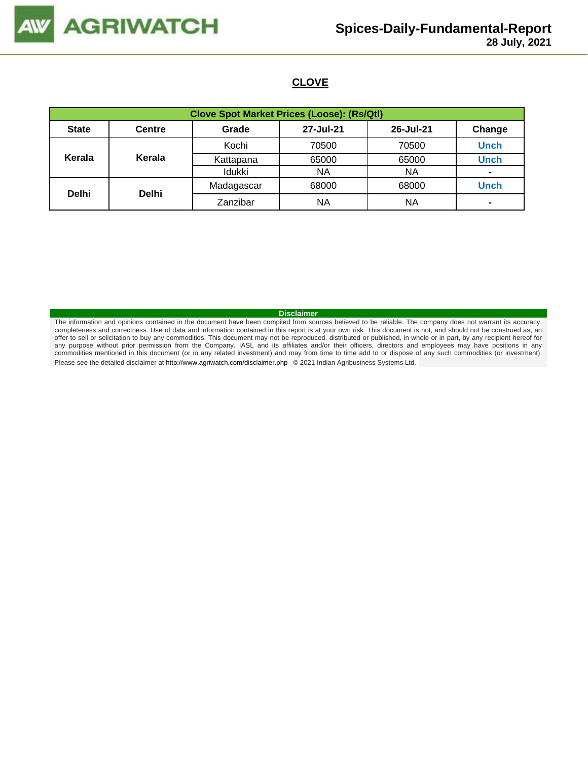## CLOVE

| Clove Spot Market Prices (Loose): (Rs/Qtl) | | | | | |
|---|---|---|---|---|---|
| State | Centre | Grade | 27-Jul-21 | 26-Jul-21 | Change |
| Kerala | Kerala | Kochi | 70500 | 70500 | Unch |
| | | Kattapana | 65000 | 65000 | Unch |
| | | Idukki | NA | NA | - |
| Delhi | Delhi | Madagascar | 68000 | 68000 | Unch |
| | | Zanzibar | NA | NA | - |

**Disclaimer**

The information and opinions contained in the document have been compiled from sources believed to be reliable. The company does not warrant its accuracy, completeness and correctness. Use of data and information contained in this report is at your own risk. This document is not, and should not be construed as, an offer to sell or solicitation to buy any commodities. This document may not be reproduced, distributed or published, in whole or in part, by any recipient hereof for any purpose without prior permission from the Company. IASL and its affiliates and/or their officers, directors and employees may have positions in any commodities mentioned in this document (or in any related investment) and may from time to time add to or dispose of any such commodities (or investment). Please see the detailed disclaimer at http://www.agriwatch.com/disclaimer.php © 2021 Indian Agribusiness Systems Ltd.